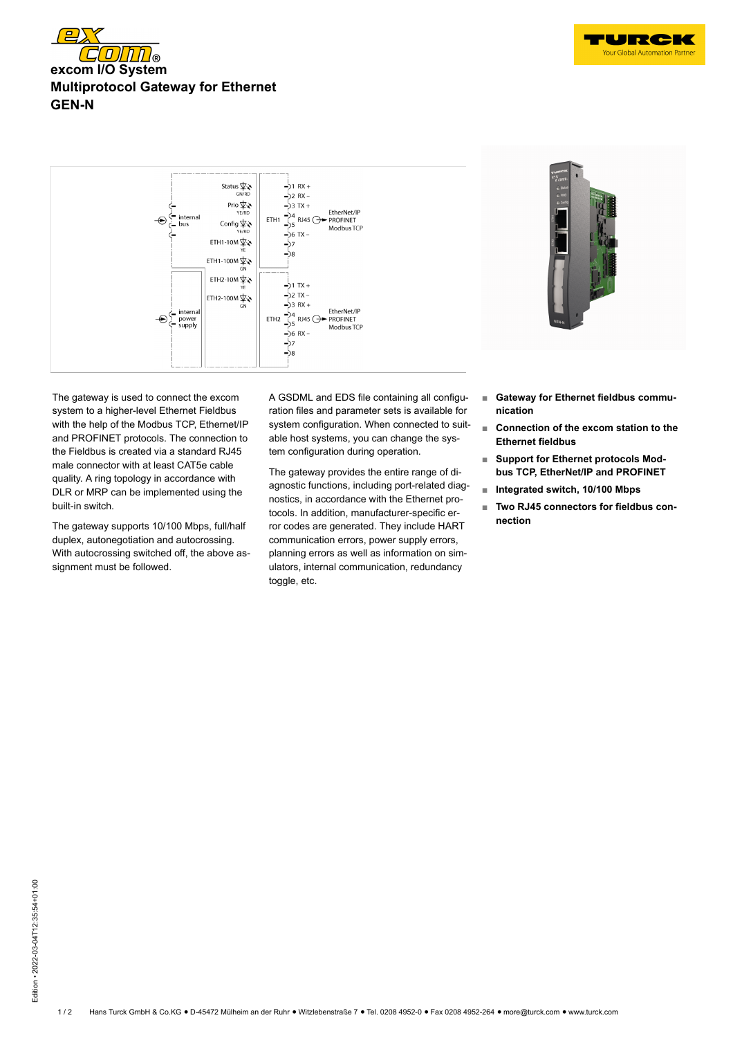# excom I/O System
# Multiprotocol Gateway for Ethernet
# GEN-N

The gateway is used to connect the excom system to a higher-level Ethernet Fieldbus with the help of the Modbus TCP, Ethernet/IP and PROFINET protocols. The connection to the Fieldbus is created via a standard RJ45 male connector with at least CAT5e cable quality. A ring topology in accordance with DLR or MRP can be implemented using the built-in switch.

The gateway supports 10/100 Mbps, full/half duplex, autonegotiation and autocrossing. With autocrossing switched off, the above assignment must be followed.

A GSDML and EDS file containing all configuration files and parameter sets is available for system configuration. When connected to suitable host systems, you can change the system configuration during operation.

The gateway provides the entire range of diagnostic functions, including port-related diagnostics, in accordance with the Ethernet protocols. In addition, manufacturer-specific error codes are generated. They include HART communication errors, power supply errors, planning errors as well as information on simulators, internal communication, redundancy toggle, etc.

- **Gateway for Ethernet fieldbus communication**
- **Connection of the excom station to the Ethernet fieldbus**
- **Support for Ethernet protocols Modbus TCP, EtherNet/IP and PROFINET**
- **Integrated switch, 10/100 Mbps**
- **Two RJ45 connectors for fieldbus connection**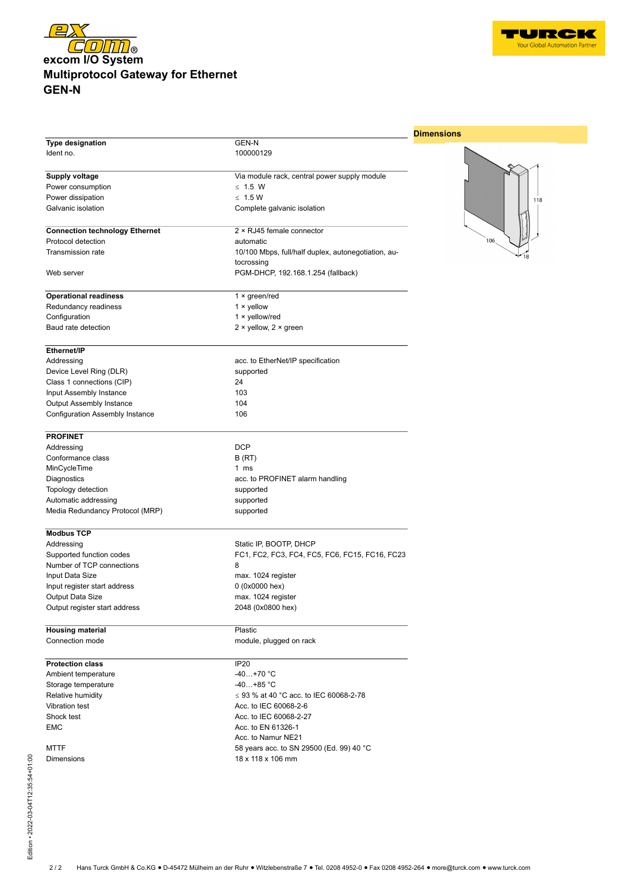# excom I/O System
## Multiprotocol Gateway for Ethernet
## GEN-N

| | |
|---|---|
| **Type designation** | GEN-N |
| Ident no. | 100000129 |
| **Supply voltage** | Via module rack, central power supply module |
| Power consumption | ≤ 1.5 W |
| Power dissipation | ≤ 1.5 W |
| Galvanic isolation | Complete galvanic isolation |
| **Connection technology Ethernet** | 2 × RJ45 female connector |
| Protocol detection | automatic |
| Transmission rate | 10/100 Mbps, full/half duplex, autonegotiation, autocrossing |
| Web server | PGM-DHCP, 192.168.1.254 (fallback) |
| **Operational readiness** | 1 × green/red |
| Redundancy readiness | 1 × yellow |
| Configuration | 1 × yellow/red |
| Baud rate detection | 2 × yellow, 2 × green |
| **Ethernet/IP** | |
| Addressing | acc. to EtherNet/IP specification |
| Device Level Ring (DLR) | supported |
| Class 1 connections (CIP) | 24 |
| Input Assembly Instance | 103 |
| Output Assembly Instance | 104 |
| Configuration Assembly Instance | 106 |
| **PROFINET** | |
| Addressing | DCP |
| Conformance class | B (RT) |
| MinCycleTime | 1 ms |
| Diagnostics | acc. to PROFINET alarm handling |
| Topology detection | supported |
| Automatic addressing | supported |
| Media Redundancy Protocol (MRP) | supported |
| **Modbus TCP** | |
| Addressing | Static IP, BOOTP, DHCP |
| Supported function codes | FC1, FC2, FC3, FC4, FC5, FC6, FC15, FC16, FC23 |
| Number of TCP connections | 8 |
| Input Data Size | max. 1024 register |
| Input register start address | 0 (0x0000 hex) |
| Output Data Size | max. 1024 register |
| Output register start address | 2048 (0x0800 hex) |
| **Housing material** | Plastic |
| Connection mode | module, plugged on rack |
| **Protection class** | IP20 |
| Ambient temperature | -40…+70 °C |
| Storage temperature | -40…+85 °C |
| Relative humidity | ≤ 93 % at 40 °C acc. to IEC 60068-2-78 |
| Vibration test | Acc. to IEC 60068-2-6 |
| Shock test | Acc. to IEC 60068-2-27 |
| EMC | Acc. to EN 61326-1 <br> Acc. to Namur NE21 |
| MTTF | 58 years acc. to SN 29500 (Ed. 99) 40 °C |
| Dimensions | 18 x 118 x 106 mm |

### Dimensions

118

106

18

Edition • 2022-03-04T12:35:54+01:00

Hans Turck GmbH & Co.KG ● D-45472 Mülheim an der Ruhr ● Witzlebenstraße 7 ● Tel. 0208 4952-0 ● Fax 0208 4952-264 ● more@turck.com ● www.turck.com